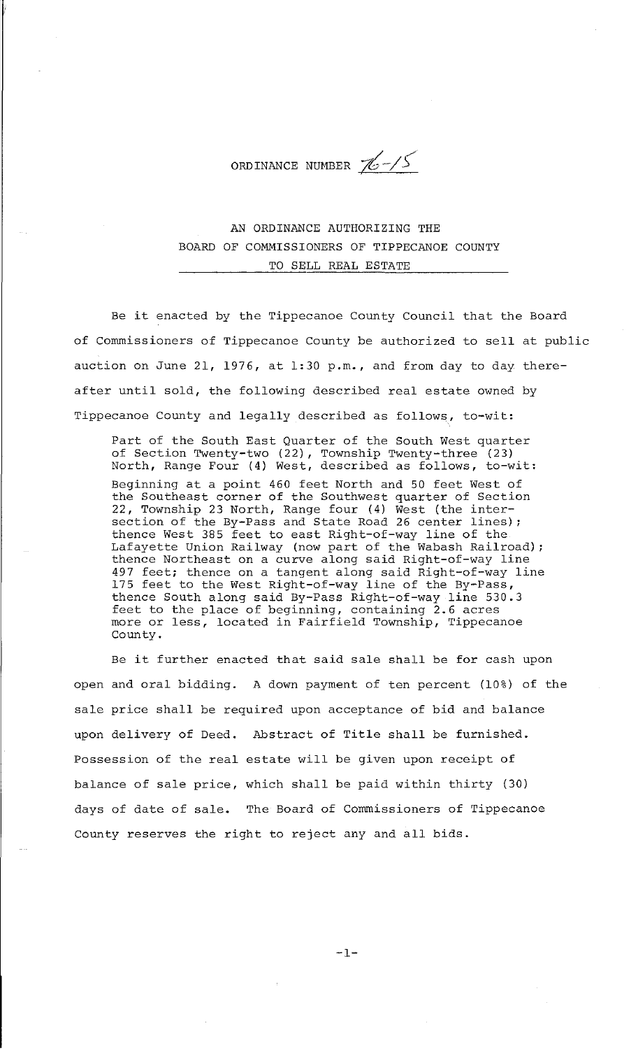ORDINANCE NUMBER 76-15

# AN ORDINANCE AUTHORIZING THE BOARD OF COMMISSIONERS OF TIPPECANOE COUNTY TO SELL REAL ESTATE

Be it enacted by the Tippecanoe County Council that the Board of Commissioners of Tippecanoe County be authorized to sell at public auction on June 21, 1976, at 1:30 p.m., and from day to day thereafter until sold, the following described real estate owned by Tippecanoe County and legally described as follows, to-wit:

> Part of the South East Quarter of the South West quarter of Section Twenty-two (22), Township Twenty-three (23) North, Range Four (4) West, described as follows, to-wit:
>
> Beginning at a point 460 feet North and 50 feet West of the Southeast corner of the Southwest quarter of Section 22, Township 23 North, Range four (4) West (the intersection of the By-Pass and State Road 26 center lines); thence West 385 feet to east Right-of-way line of the Lafayette Union Railway (now part of the Wabash Railroad); thence Northeast on a curve along said Right-of-way line 497 feet; thence on a tangent along said Right-of-way line 175 feet to the West Right-of-way line of the By-Pass, thence South along said By-Pass Right-of-way line 530.3 feet to the place of beginning, containing 2.6 acres more or less, located in Fairfield Township, Tippecanoe County.

Be it further enacted that said sale shall be for cash upon open and oral bidding. A down payment of ten percent (10%) of the sale price shall be required upon acceptance of bid and balance upon delivery of Deed. Abstract of Title shall be furnished. Possession of the real estate will be given upon receipt of balance of sale price, which shall be paid within thirty (30) days of date of sale. The Board of Commissioners of Tippecanoe County reserves the right to reject any and all bids.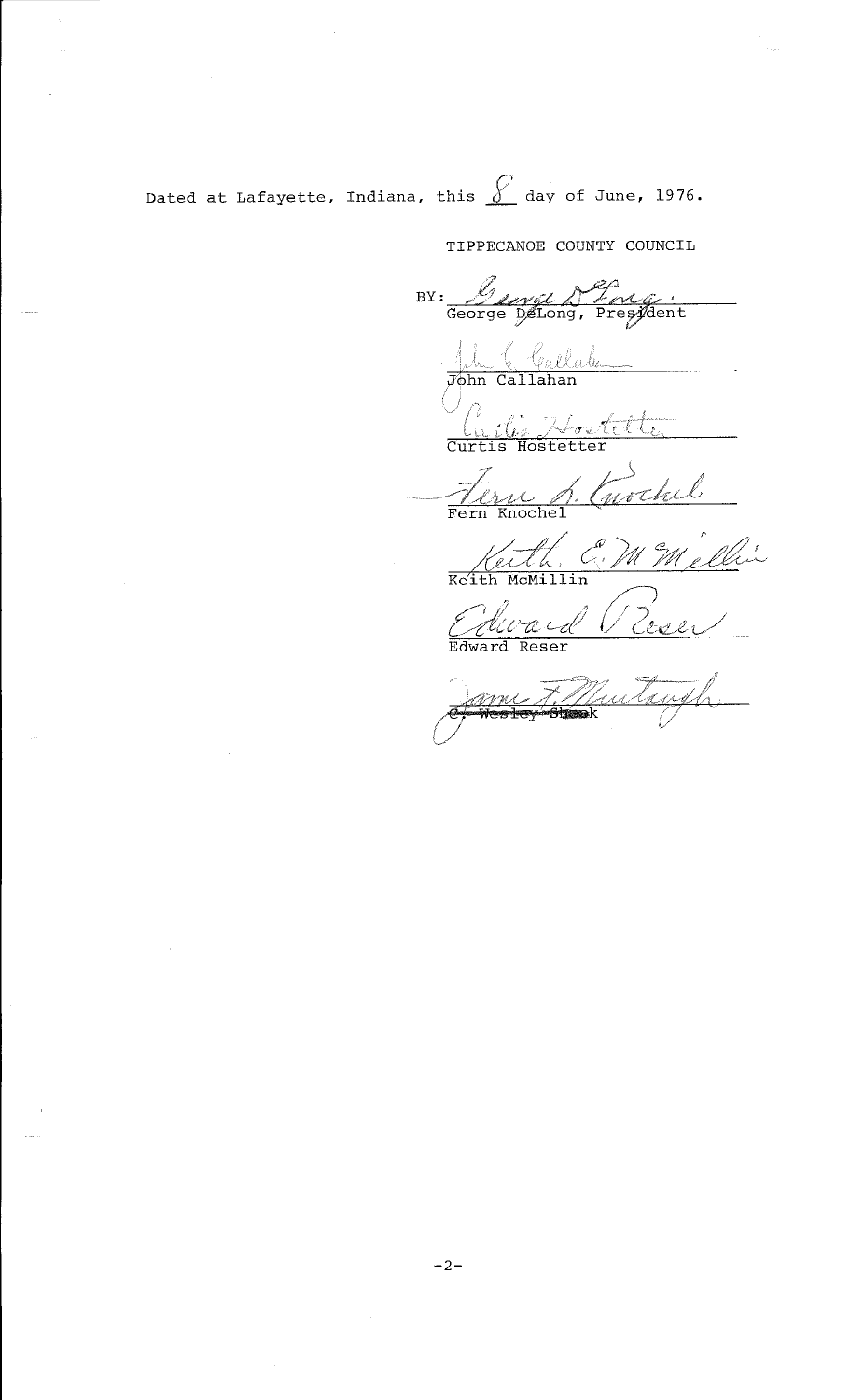Dated at Lafayette, Indiana, this 8 day of June, 1976.

TIPPECANOE COUNTY COUNCIL

BY: George DeLong, President

John Callahan

Curtis Hostetter

Fern Knochel

Keith McMillin

Edward Reser

~~C. Wesley Shook~~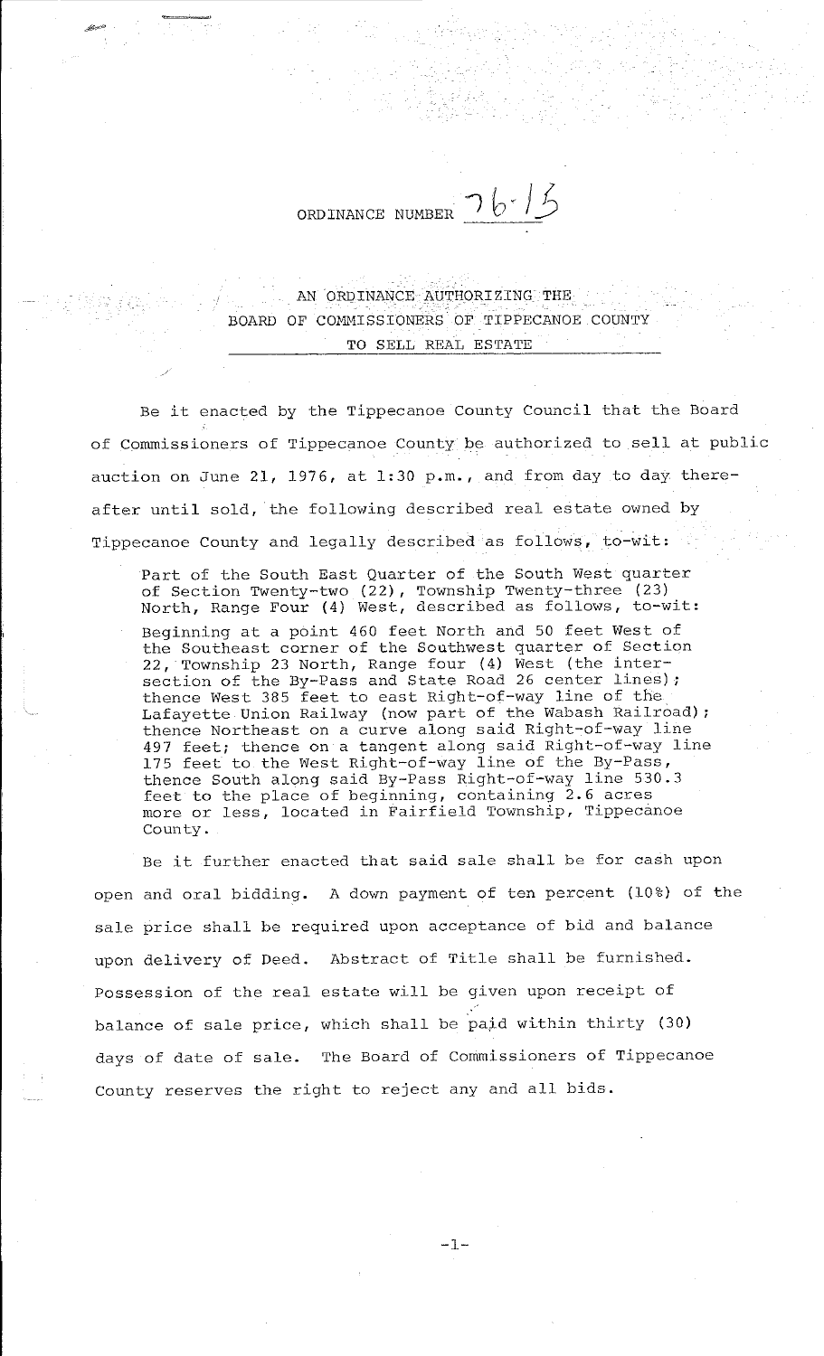ORDINANCE NUMBER 76-15

# AN ORDINANCE AUTHORIZING THE BOARD OF COMMISSIONERS OF TIPPECANOE COUNTY TO SELL REAL ESTATE

Be it enacted by the Tippecanoe County Council that the Board of Commissioners of Tippecanoe County be authorized to sell at public auction on June 21, 1976, at 1:30 p.m., and from day to day thereafter until sold, the following described real estate owned by Tippecanoe County and legally described as follows, to-wit:

> Part of the South East Quarter of the South West quarter of Section Twenty-two (22), Township Twenty-three (23) North, Range Four (4) West, described as follows, to-wit:
>
> Beginning at a point 460 feet North and 50 feet West of the Southeast corner of the Southwest quarter of Section 22, Township 23 North, Range four (4) West (the intersection of the By-Pass and State Road 26 center lines); thence West 385 feet to east Right-of-way line of the Lafayette Union Railway (now part of the Wabash Railroad); thence Northeast on a curve along said Right-of-way line 497 feet; thence on a tangent along said Right-of-way line 175 feet to the West Right-of-way line of the By-Pass, thence South along said By-Pass Right-of-way line 530.3 feet to the place of beginning, containing 2.6 acres more or less, located in Fairfield Township, Tippecanoe County.

Be it further enacted that said sale shall be for cash upon open and oral bidding. A down payment of ten percent (10%) of the sale price shall be required upon acceptance of bid and balance upon delivery of Deed. Abstract of Title shall be furnished. Possession of the real estate will be given upon receipt of balance of sale price, which shall be paid within thirty (30) days of date of sale. The Board of Commissioners of Tippecanoe County reserves the right to reject any and all bids.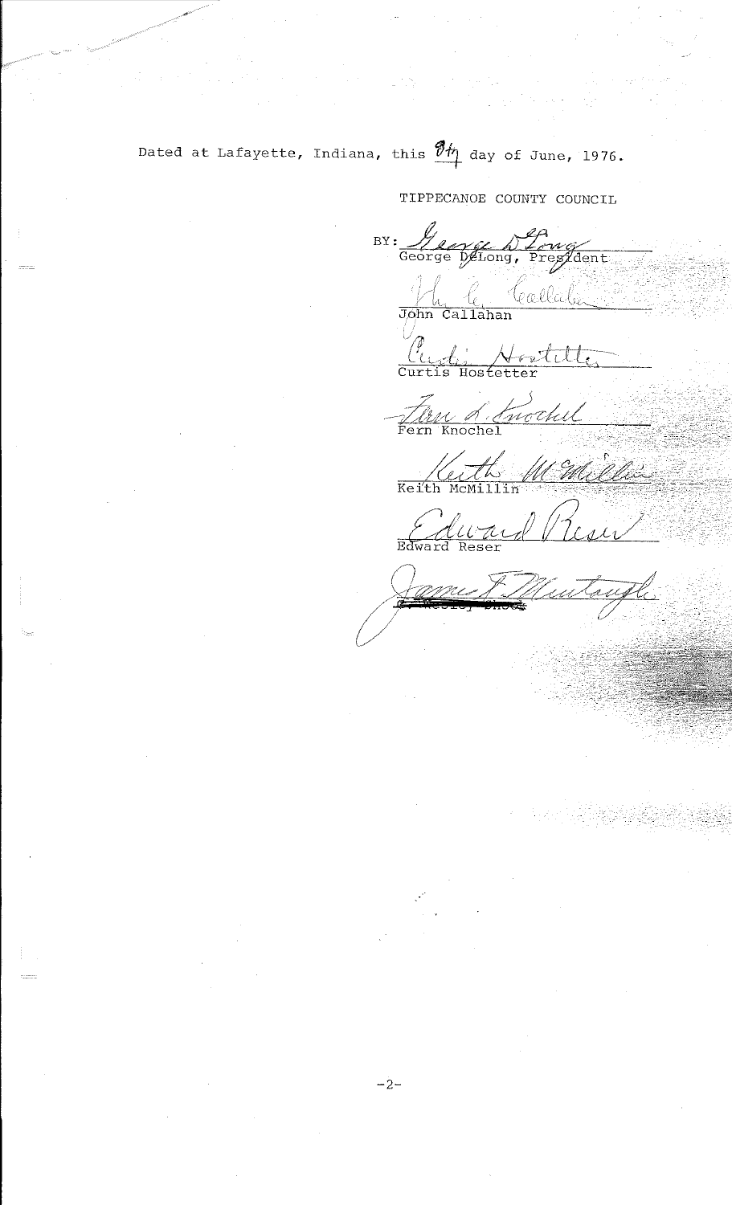Dated at Lafayette, Indiana, this 8th day of June, 1976.

TIPPECANOE COUNTY COUNCIL

BY: George DeLong
George DeLong, President

John Callahan

Curtis Hostetter

Fern Knochel

Keith McMillin

Edward Reser

James F. Muntaugh